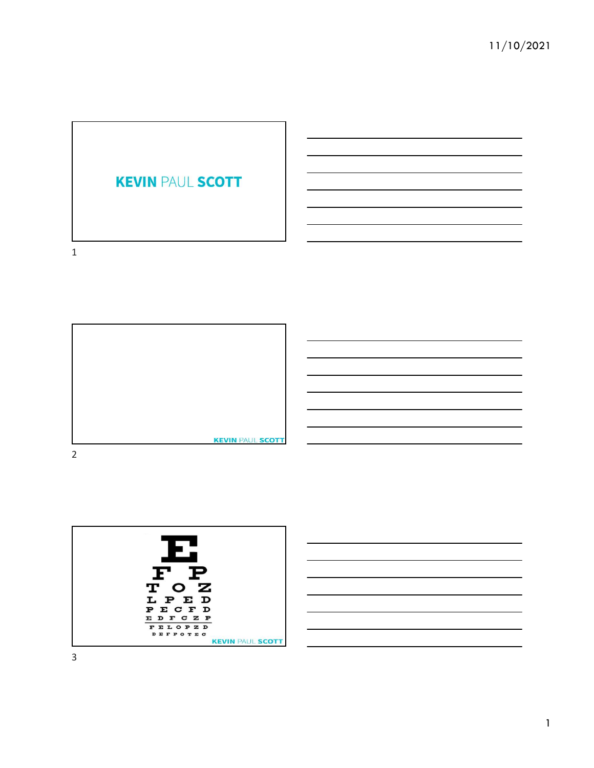KEVIN PAUL SCOTT

KEVIN PAUL SCOTT

E

F P

T O Z

L P E D

P E C F D

E D F C Z P

F E L O P Z D

D E F P O T E C

KEVIN PAUL SCOTT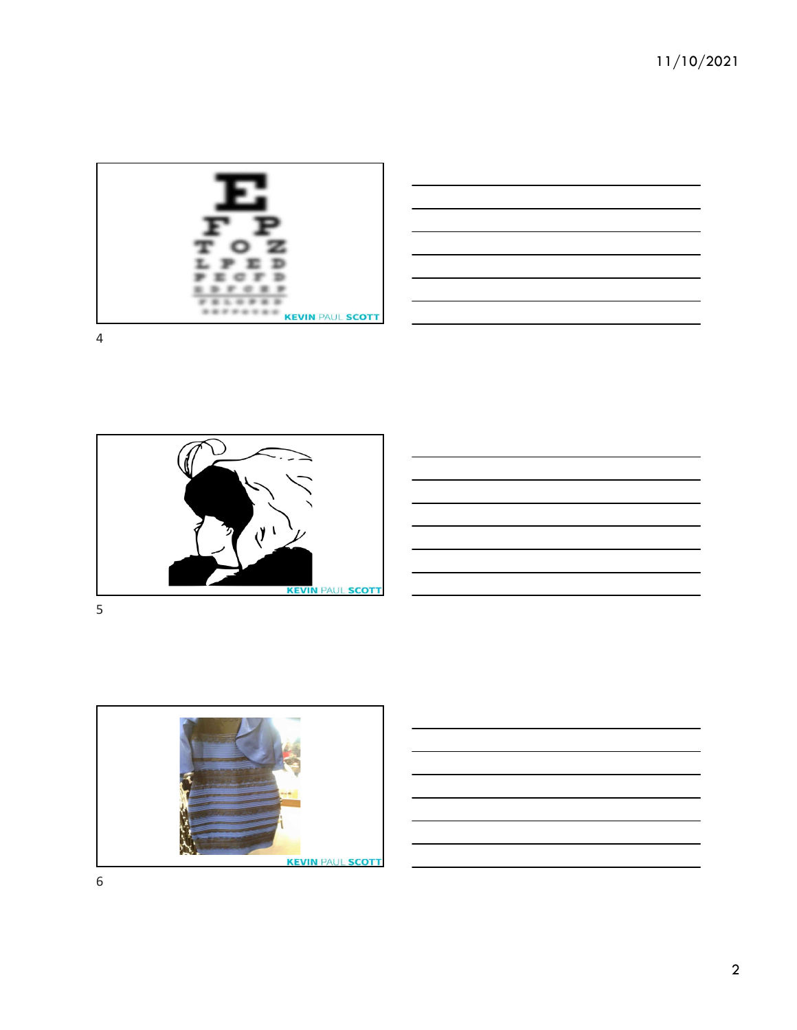4

5

6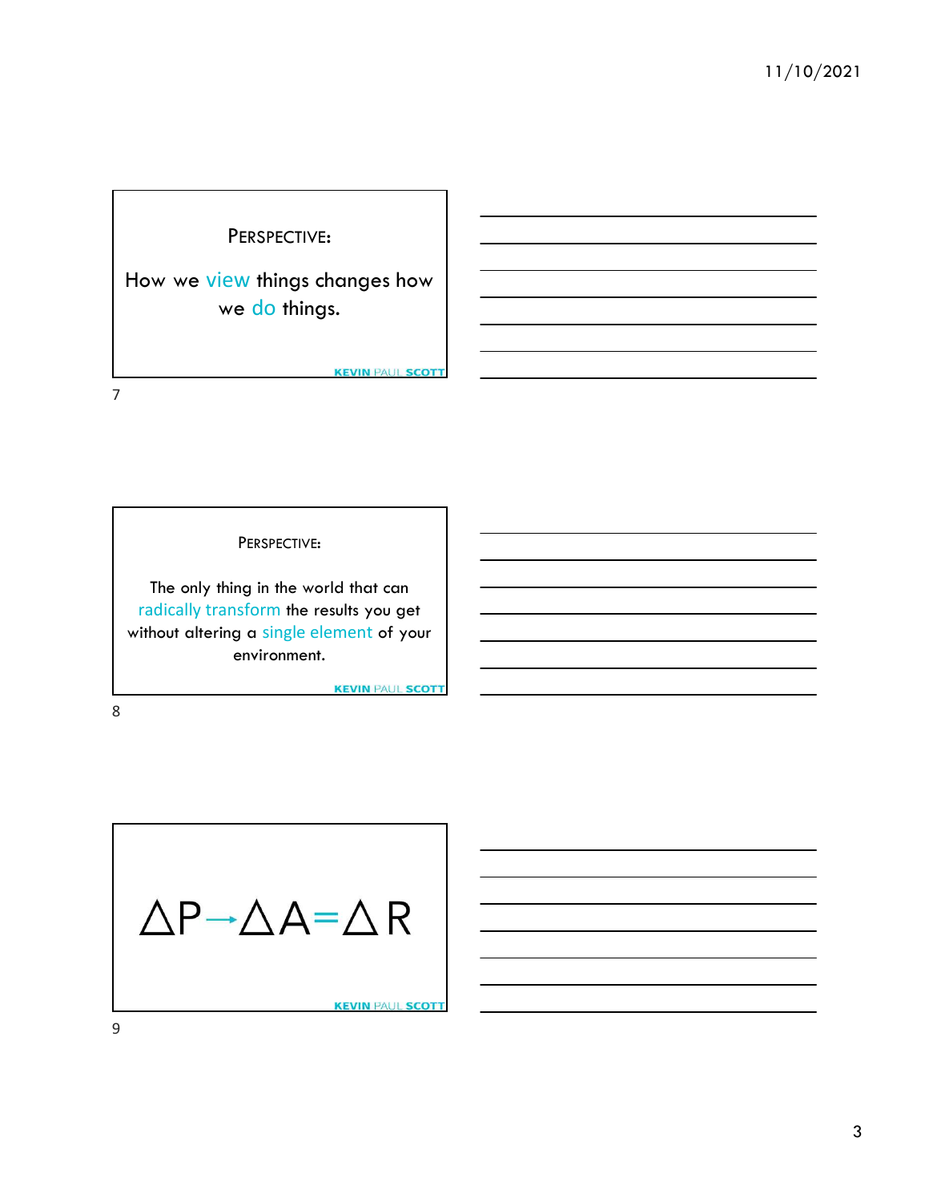## Perspective:

How we view things changes how we do things.

KEVIN PAUL SCOTT

7

## Perspective:

The only thing in the world that can radically transform the results you get without altering a single element of your environment.

KEVIN PAUL SCOTT

8

$$\Delta P \rightarrow \Delta A = \Delta R$$

KEVIN PAUL SCOTT

9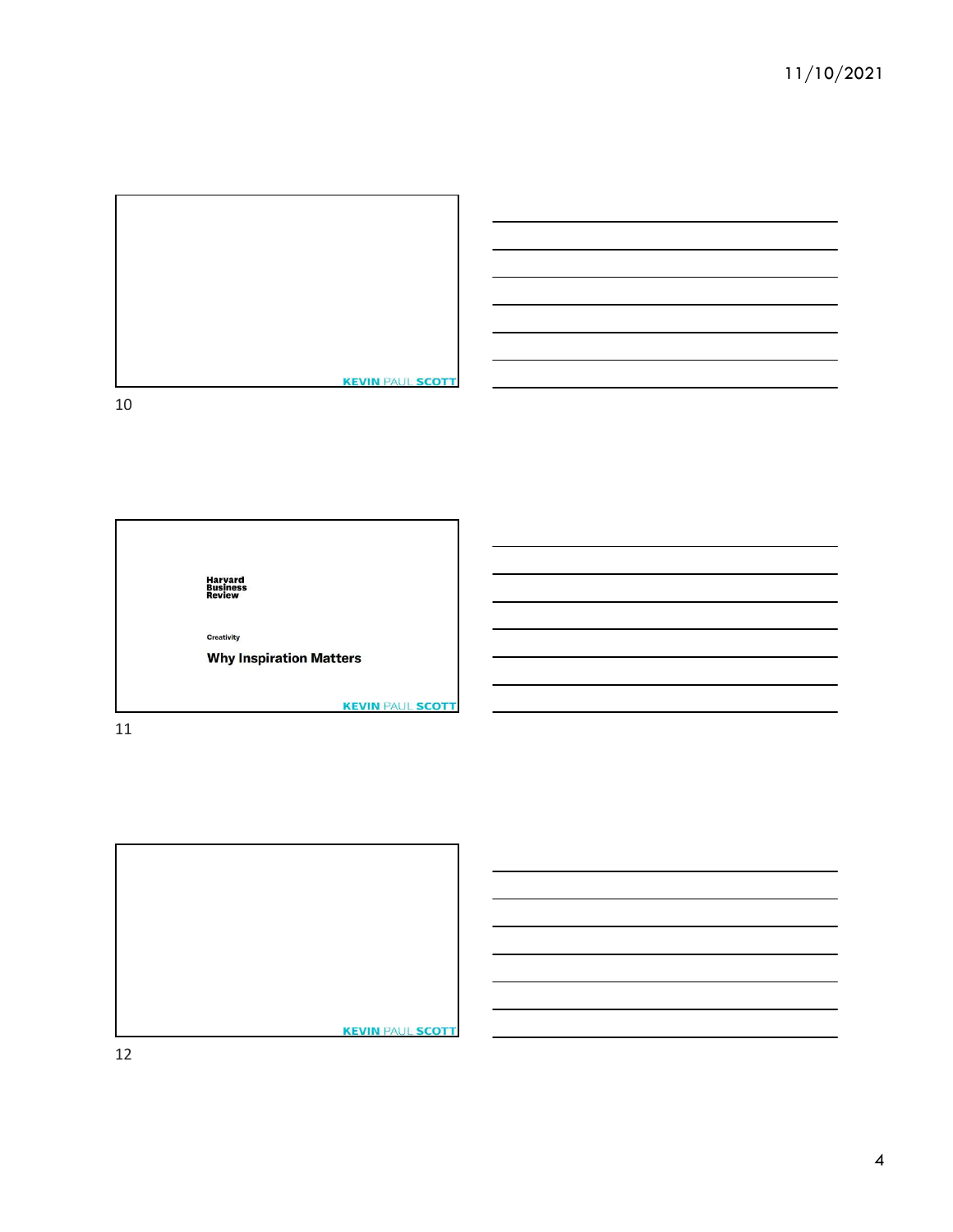KEVIN PAUL SCOTT

10

Harvard Business Review

Creativity

**Why Inspiration Matters**

KEVIN PAUL SCOTT

11

KEVIN PAUL SCOTT

12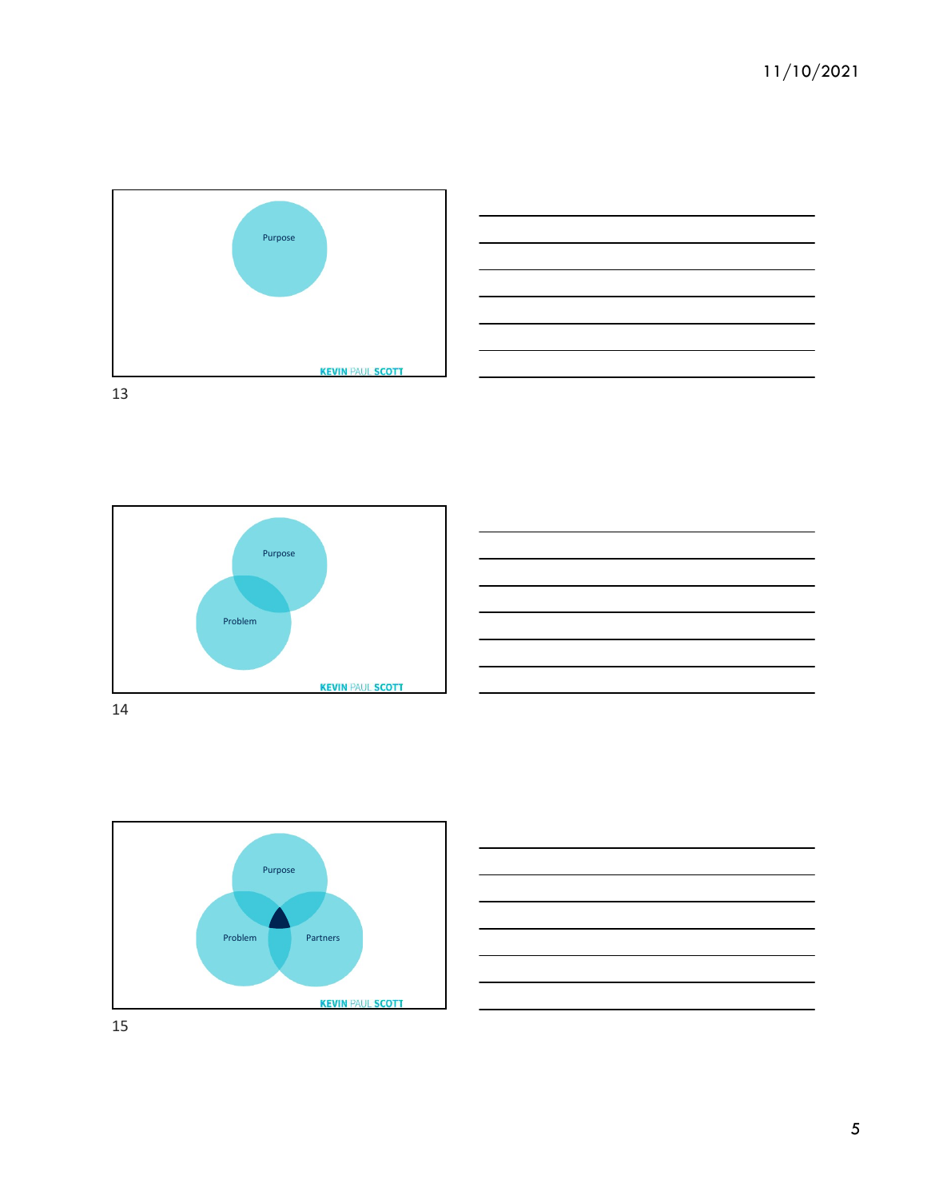Purpose

KEVIN PAUL SCOTT

13

Purpose

Problem

KEVIN PAUL SCOTT

14

Purpose

Problem

Partners

KEVIN PAUL SCOTT

15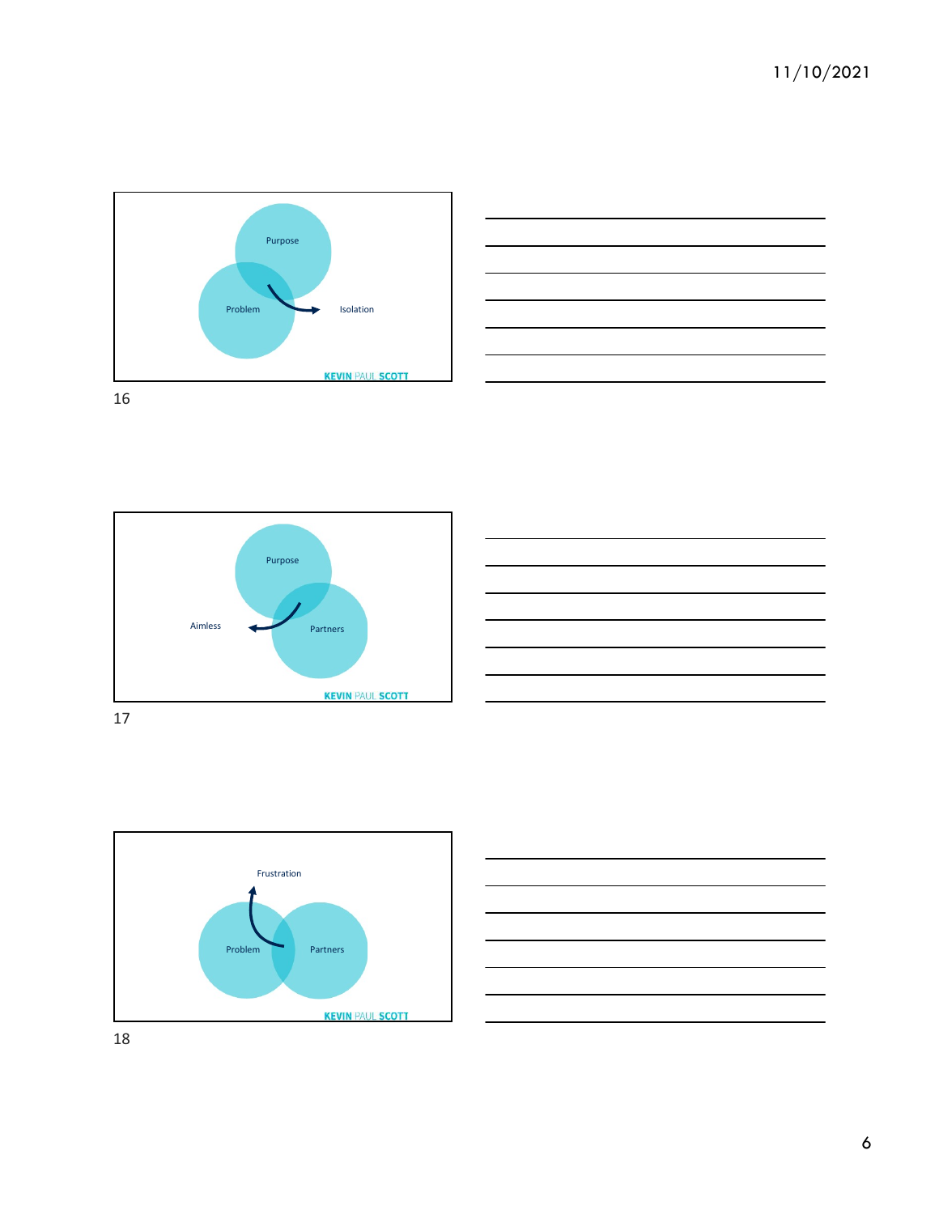Purpose

Problem

Isolation

KEVIN PAUL SCOTT

16

Purpose

Aimless

Partners

KEVIN PAUL SCOTT

17

Frustration

Problem

Partners

KEVIN PAUL SCOTT

18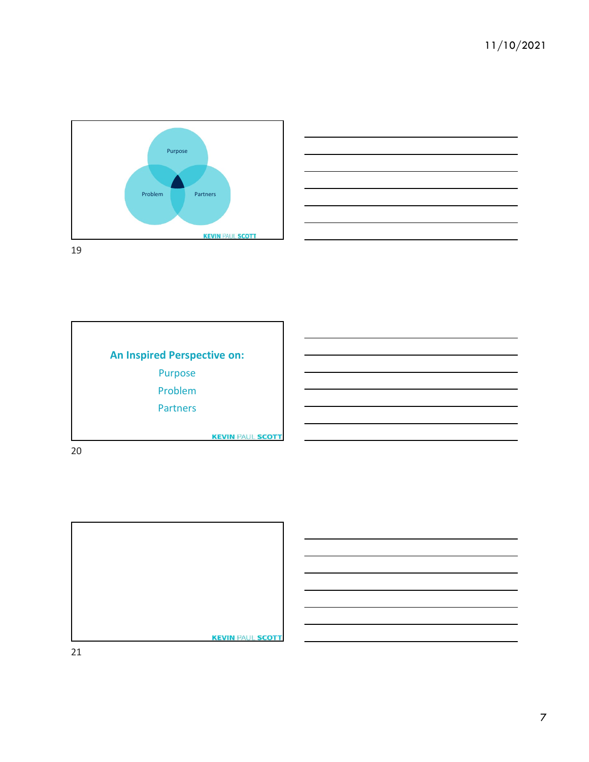Purpose

Problem

Partners

KEVIN PAUL SCOTT

**An Inspired Perspective on:**

Purpose

Problem

Partners

KEVIN PAUL SCOTT

KEVIN PAUL SCOTT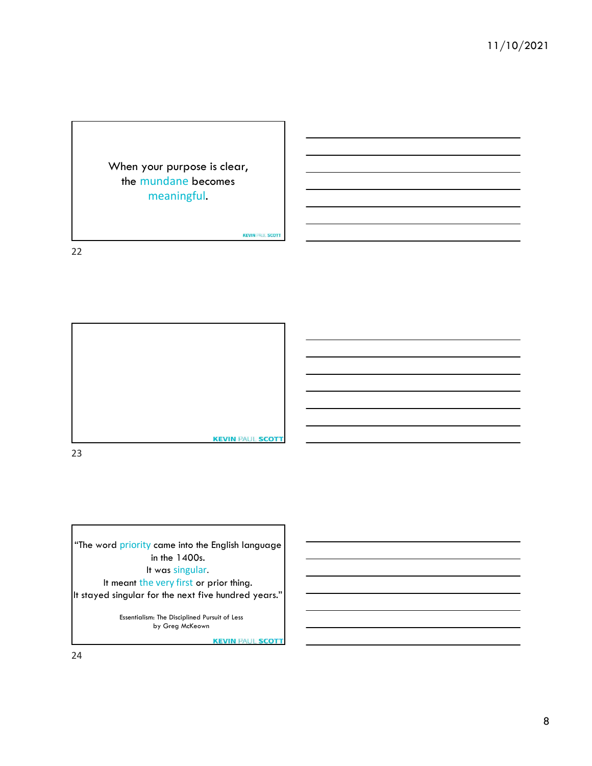When your purpose is clear,
the mundane becomes
meaningful.

KEVIN PAUL SCOTT

22

KEVIN PAUL SCOTT

23

"The word priority came into the English language
in the 1400s.
It was singular.
It meant the very first or prior thing.
It stayed singular for the next five hundred years."

Essentialism: The Disciplined Pursuit of Less
by Greg McKeown

KEVIN PAUL SCOTT

24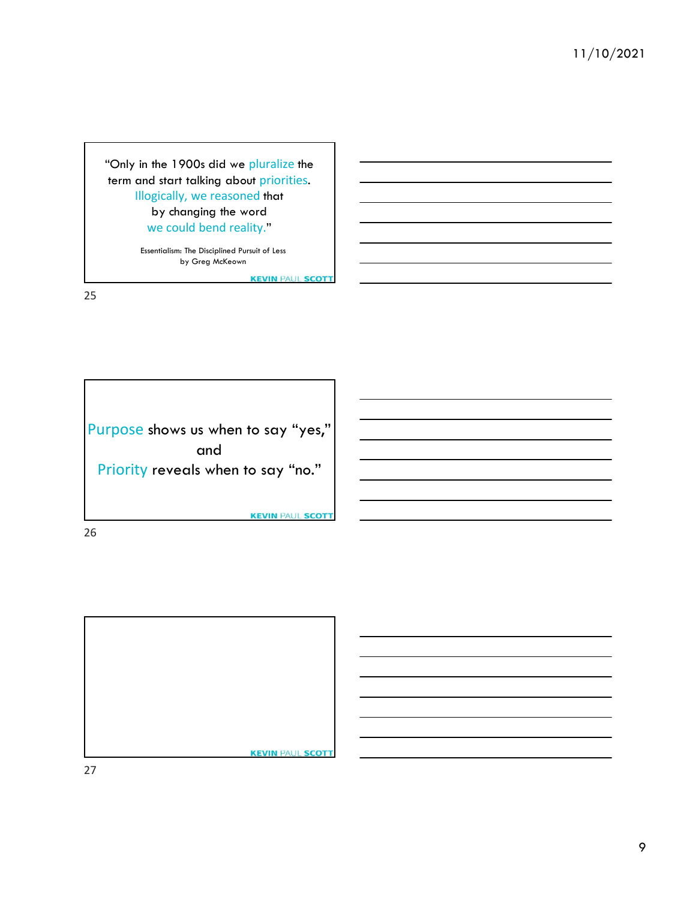"Only in the 1900s did we pluralize the term and start talking about priorities. Illogically, we reasoned that by changing the word we could bend reality."

Essentialism: The Disciplined Pursuit of Less
by Greg McKeown

KEVIN PAUL SCOTT

25

Purpose shows us when to say "yes," and Priority reveals when to say "no."

KEVIN PAUL SCOTT

26

KEVIN PAUL SCOTT

27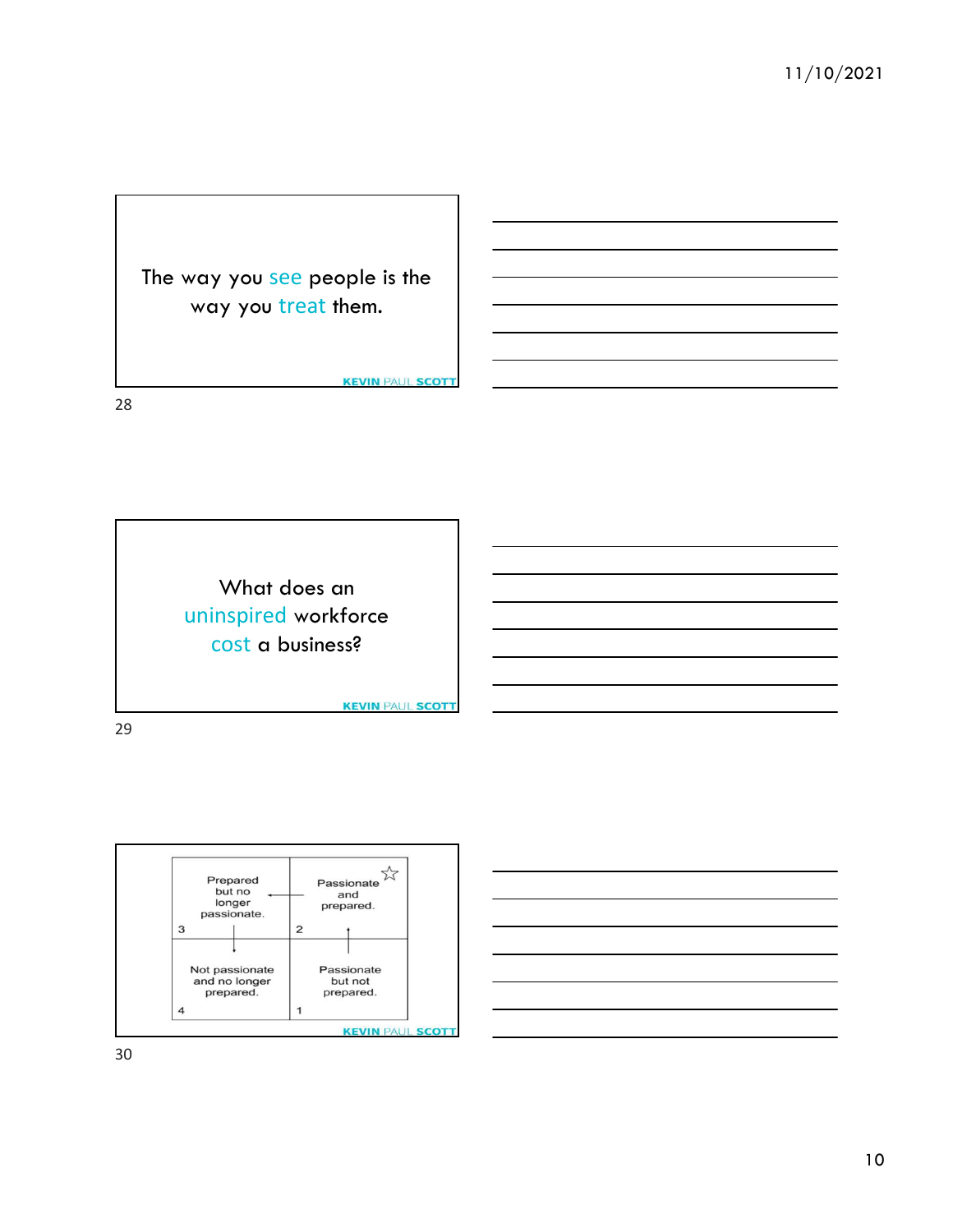The way you see people is the way you treat them.

KEVIN PAUL SCOTT

28

What does an uninspired workforce cost a business?

KEVIN PAUL SCOTT

29

| Prepared but no longer passionate. (3) | Passionate and prepared. ☆ (2) |
| --- | --- |
| Not passionate and no longer prepared. (4) | Passionate but not prepared. (1) |

KEVIN PAUL SCOTT

30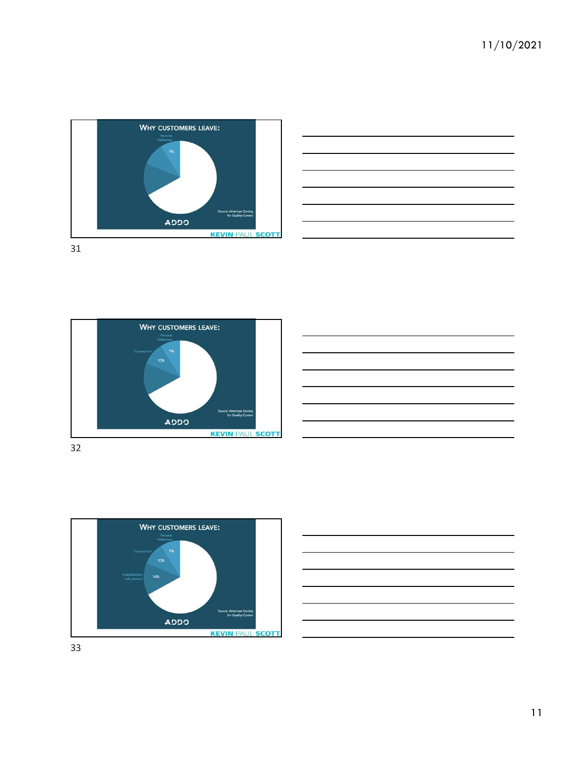## WHY CUSTOMERS LEAVE:

Personal Preference

9%

Source: American Society for Quality Control

ADDO

KEVIN PAUL SCOTT

31

## WHY CUSTOMERS LEAVE:

Personal Preference

Competition

9%

10%

Source: American Society for Quality Control

ADDO

KEVIN PAUL SCOTT

32

## WHY CUSTOMERS LEAVE:

Personal Preference

Competition

Dissatisfaction with product

9%

10%

14%

Source: American Society for Quality Control

ADDO

KEVIN PAUL SCOTT

33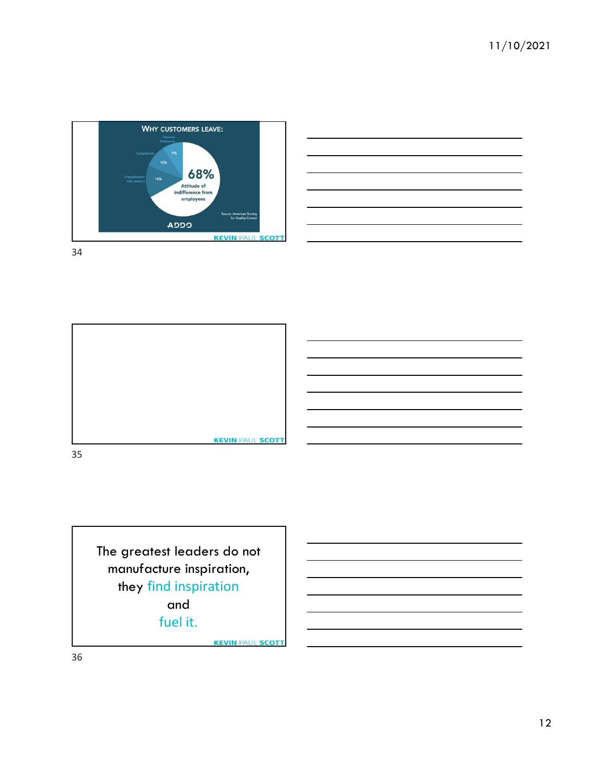**WHY CUSTOMERS LEAVE:**

- Personal Preference 9%
- Competition 10%
- Dissatisfaction with product 14%
- 68% Attitude of indifference from employees

Source: American Society for Quality Control

ADDO

KEVIN PAUL SCOTT

34

KEVIN PAUL SCOTT

35

The greatest leaders do not manufacture inspiration, they find inspiration and fuel it.

KEVIN PAUL SCOTT

36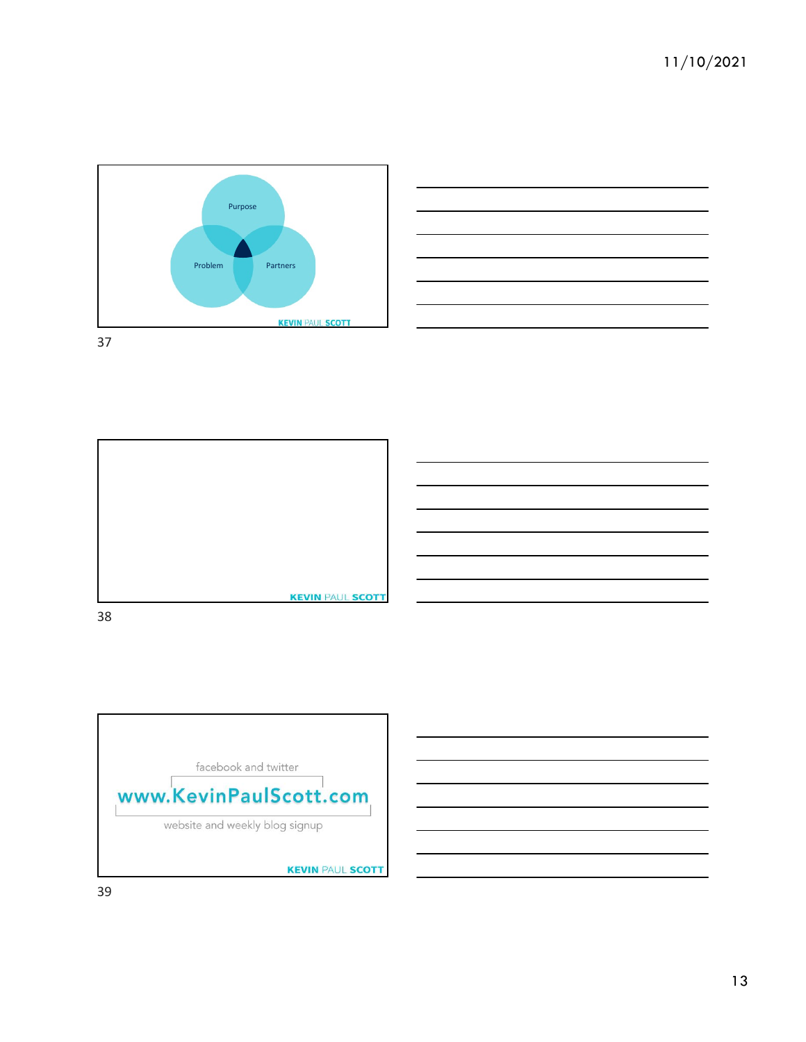Purpose

Problem

Partners

KEVIN PAUL SCOTT

37

KEVIN PAUL SCOTT

38

facebook and twitter

www.KevinPaulScott.com

website and weekly blog signup

KEVIN PAUL SCOTT

39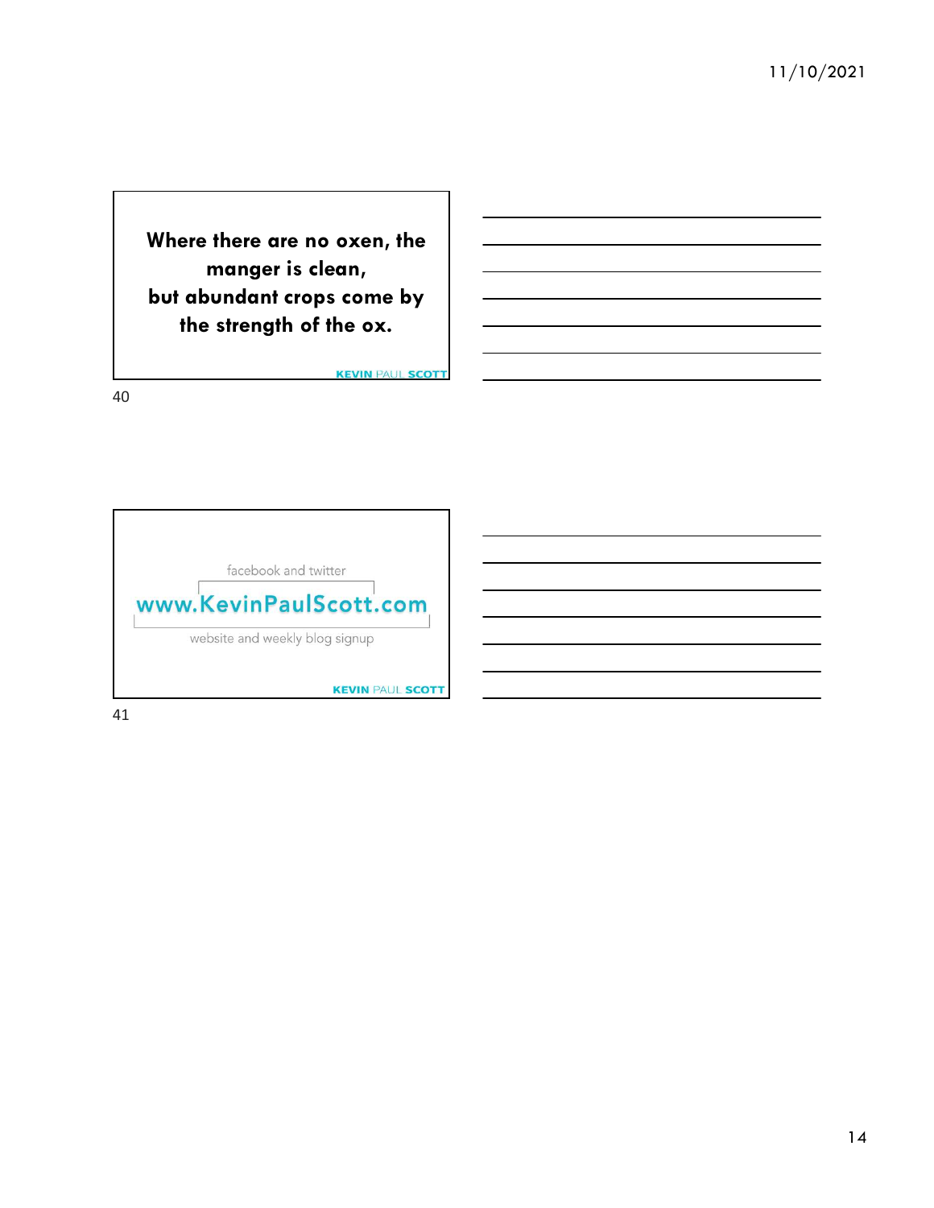Where there are no oxen, the manger is clean,
but abundant crops come by the strength of the ox.

KEVIN PAUL SCOTT

40

facebook and twitter

www.KevinPaulScott.com

website and weekly blog signup

KEVIN PAUL SCOTT

41